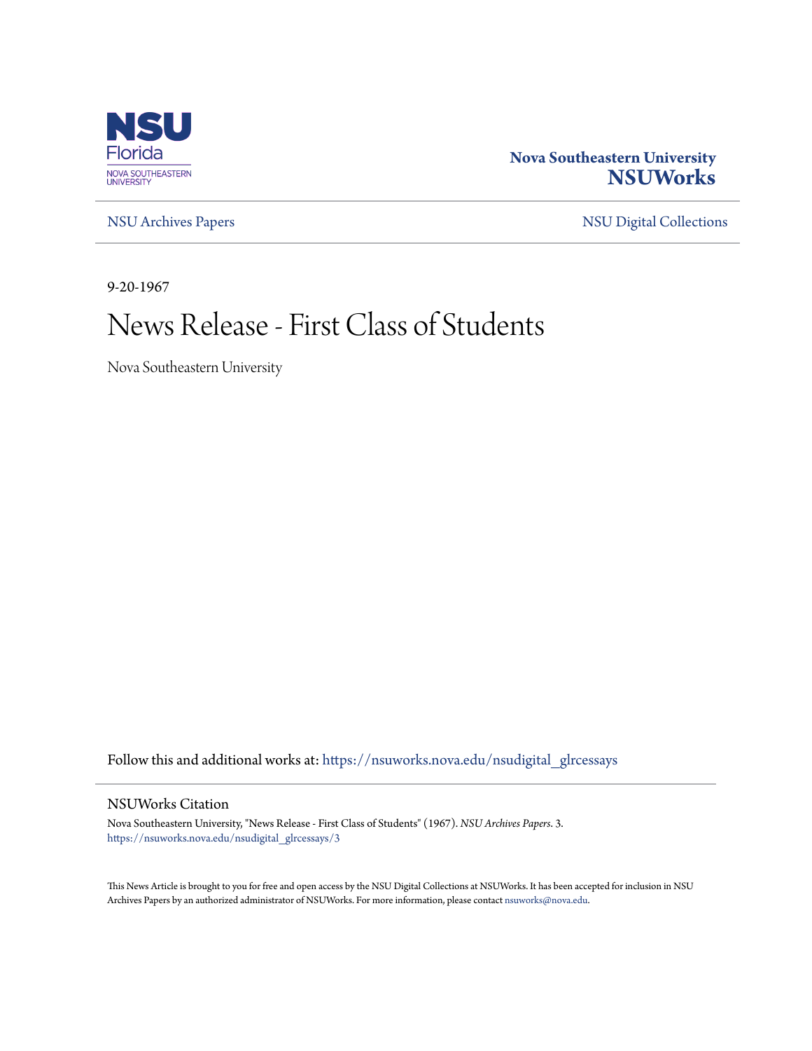Nova Southeastern University
**NSUWorks**

NSU Archives Papers | NSU Digital Collections

9-20-1967

# News Release - First Class of Students

Nova Southeastern University

Follow this and additional works at: https://nsuworks.nova.edu/nsudigital_glrcessays

## NSUWorks Citation

Nova Southeastern University, "News Release - First Class of Students" (1967). *NSU Archives Papers*. 3.
https://nsuworks.nova.edu/nsudigital_glrcessays/3

This News Article is brought to you for free and open access by the NSU Digital Collections at NSUWorks. It has been accepted for inclusion in NSU Archives Papers by an authorized administrator of NSUWorks. For more information, please contact nsuworks@nova.edu.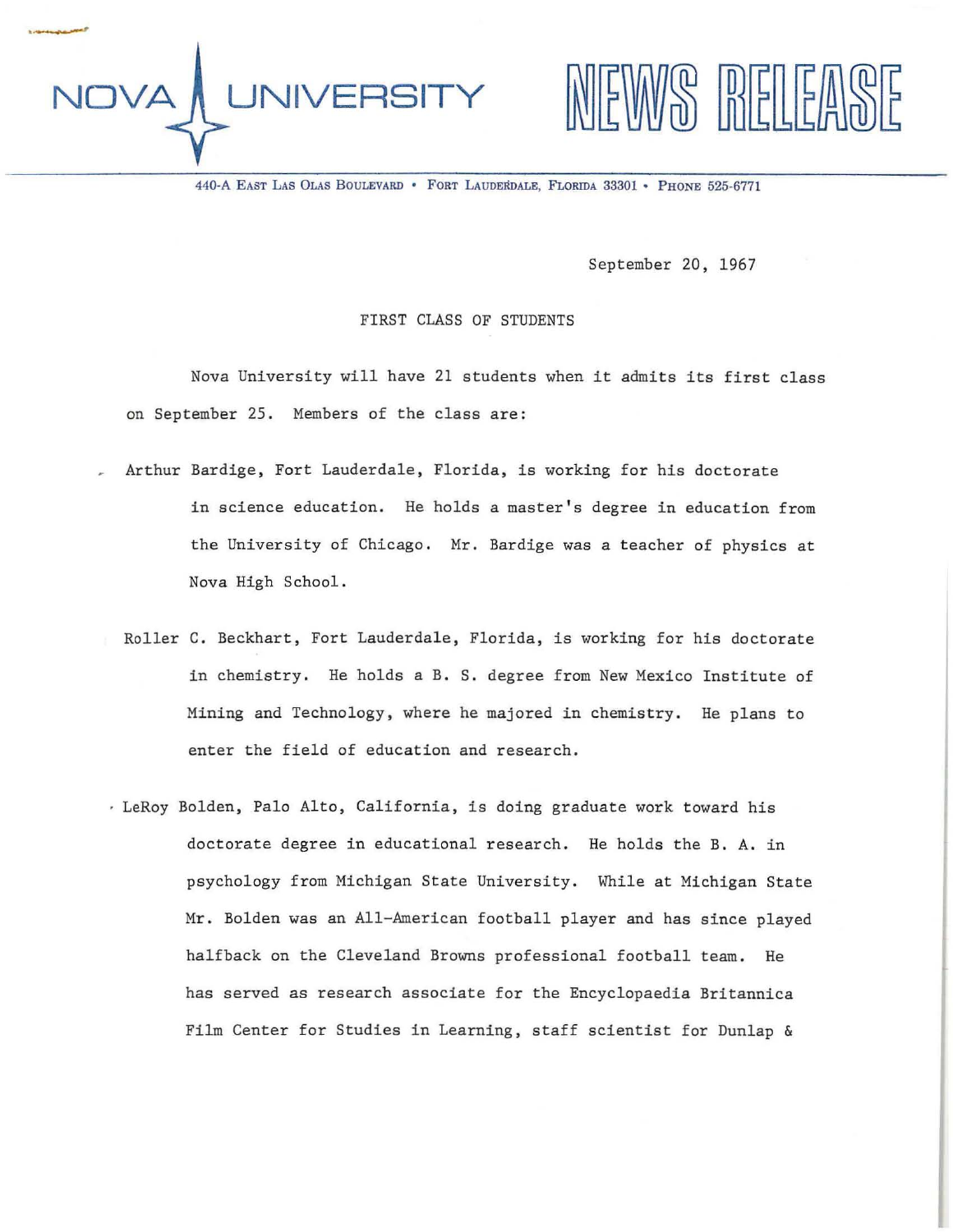# NOVA UNIVERSITY

# NEWS RELEASE

440-A East Las Olas Boulevard • Fort Lauderdale, Florida 33301 • Phone 525-6771

September 20, 1967

FIRST CLASS OF STUDENTS

Nova University will have 21 students when it admits its first class on September 25. Members of the class are:

Arthur Bardige, Fort Lauderdale, Florida, is working for his doctorate in science education. He holds a master's degree in education from the University of Chicago. Mr. Bardige was a teacher of physics at Nova High School.

Roller C. Beckhart, Fort Lauderdale, Florida, is working for his doctorate in chemistry. He holds a B. S. degree from New Mexico Institute of Mining and Technology, where he majored in chemistry. He plans to enter the field of education and research.

LeRoy Bolden, Palo Alto, California, is doing graduate work toward his doctorate degree in educational research. He holds the B. A. in psychology from Michigan State University. While at Michigan State Mr. Bolden was an All-American football player and has since played halfback on the Cleveland Browns professional football team. He has served as research associate for the Encyclopaedia Britannica Film Center for Studies in Learning, staff scientist for Dunlap &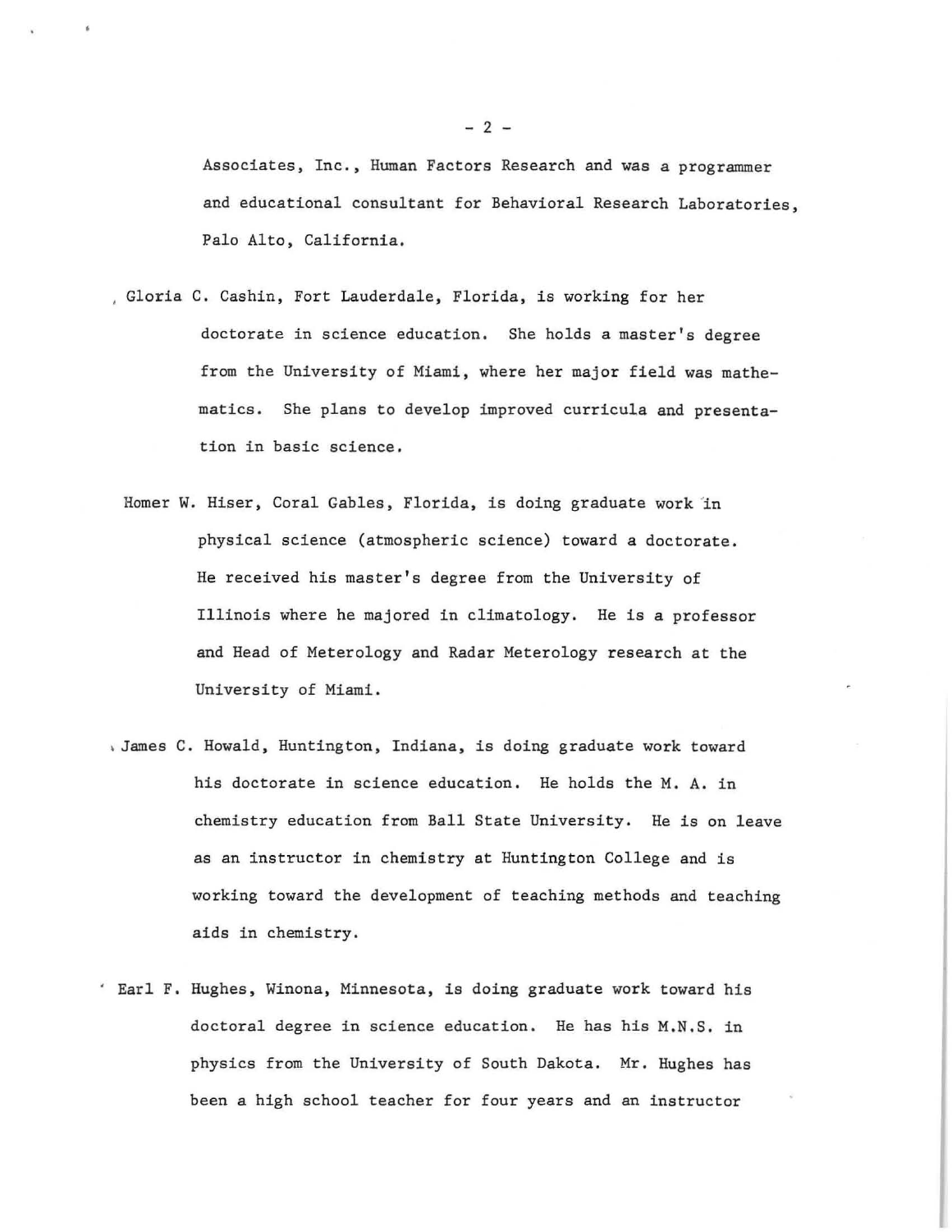Associates, Inc., Human Factors Research and was a programmer and educational consultant for Behavioral Research Laboratories, Palo Alto, California.

Gloria C. Cashin, Fort Lauderdale, Florida, is working for her doctorate in science education. She holds a master's degree from the University of Miami, where her major field was mathematics. She plans to develop improved curricula and presentation in basic science.

Homer W. Hiser, Coral Gables, Florida, is doing graduate work in physical science (atmospheric science) toward a doctorate. He received his master's degree from the University of Illinois where he majored in climatology. He is a professor and Head of Meterology and Radar Meterology research at the University of Miami.

James C. Howald, Huntington, Indiana, is doing graduate work toward his doctorate in science education. He holds the M. A. in chemistry education from Ball State University. He is on leave as an instructor in chemistry at Huntington College and is working toward the development of teaching methods and teaching aids in chemistry.

Earl F. Hughes, Winona, Minnesota, is doing graduate work toward his doctoral degree in science education. He has his M.N.S. in physics from the University of South Dakota. Mr. Hughes has been a high school teacher for four years and an instructor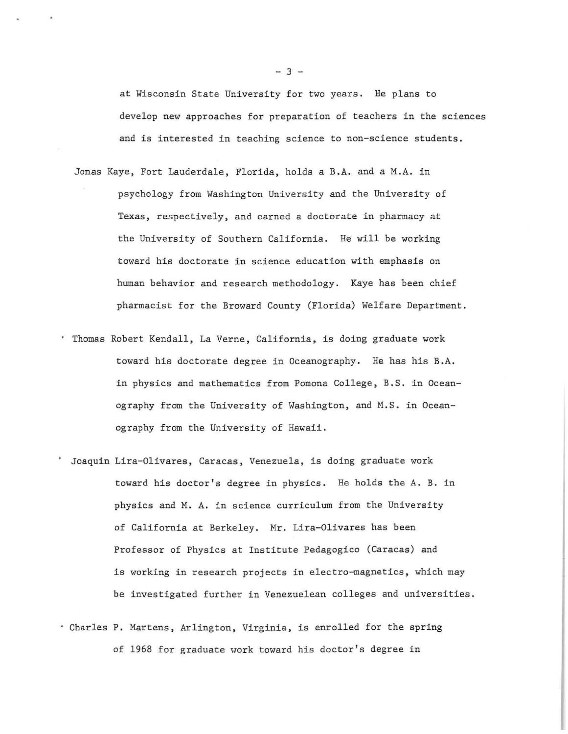at Wisconsin State University for two years. He plans to develop new approaches for preparation of teachers in the sciences and is interested in teaching science to non-science students.

Jonas Kaye, Fort Lauderdale, Florida, holds a B.A. and a M.A. in psychology from Washington University and the University of Texas, respectively, and earned a doctorate in pharmacy at the University of Southern California. He will be working toward his doctorate in science education with emphasis on human behavior and research methodology. Kaye has been chief pharmacist for the Broward County (Florida) Welfare Department.

Thomas Robert Kendall, La Verne, California, is doing graduate work toward his doctorate degree in Oceanography. He has his B.A. in physics and mathematics from Pomona College, B.S. in Oceanography from the University of Washington, and M.S. in Oceanography from the University of Hawaii.

Joaquin Lira-Olivares, Caracas, Venezuela, is doing graduate work toward his doctor's degree in physics. He holds the A. B. in physics and M. A. in science curriculum from the University of California at Berkeley. Mr. Lira-Olivares has been Professor of Physics at Institute Pedagogico (Caracas) and is working in research projects in electro-magnetics, which may be investigated further in Venezuelean colleges and universities.

Charles P. Martens, Arlington, Virginia, is enrolled for the spring of 1968 for graduate work toward his doctor's degree in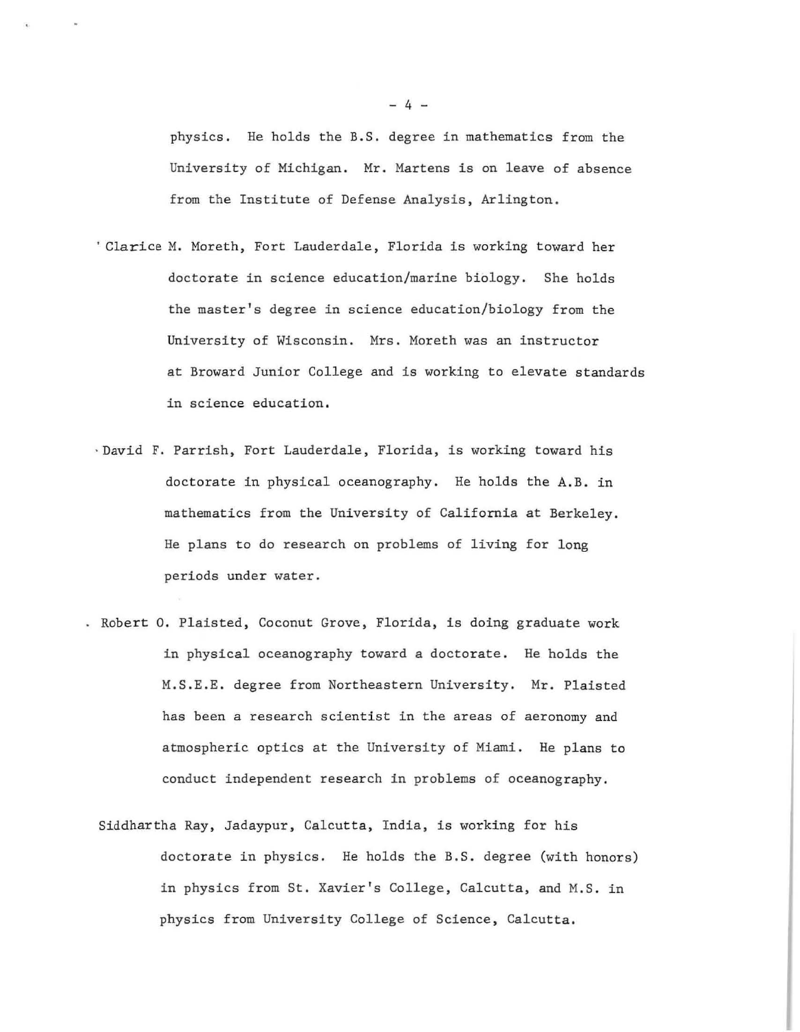physics. He holds the B.S. degree in mathematics from the University of Michigan. Mr. Martens is on leave of absence from the Institute of Defense Analysis, Arlington.

Clarice M. Moreth, Fort Lauderdale, Florida is working toward her doctorate in science education/marine biology. She holds the master's degree in science education/biology from the University of Wisconsin. Mrs. Moreth was an instructor at Broward Junior College and is working to elevate standards in science education.

David F. Parrish, Fort Lauderdale, Florida, is working toward his doctorate in physical oceanography. He holds the A.B. in mathematics from the University of California at Berkeley. He plans to do research on problems of living for long periods under water.

Robert O. Plaisted, Coconut Grove, Florida, is doing graduate work in physical oceanography toward a doctorate. He holds the M.S.E.E. degree from Northeastern University. Mr. Plaisted has been a research scientist in the areas of aeronomy and atmospheric optics at the University of Miami. He plans to conduct independent research in problems of oceanography.

Siddhartha Ray, Jadaypur, Calcutta, India, is working for his doctorate in physics. He holds the B.S. degree (with honors) in physics from St. Xavier's College, Calcutta, and M.S. in physics from University College of Science, Calcutta.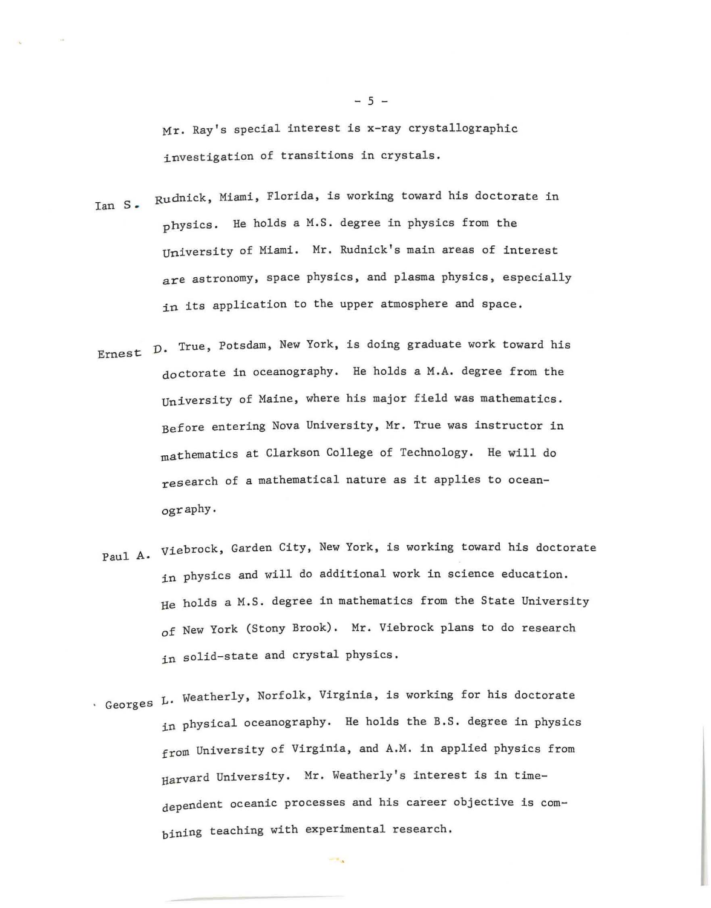Mr. Ray's special interest is x-ray crystallographic investigation of transitions in crystals.

Ian S. Rudnick, Miami, Florida, is working toward his doctorate in physics. He holds a M.S. degree in physics from the University of Miami. Mr. Rudnick's main areas of interest are astronomy, space physics, and plasma physics, especially in its application to the upper atmosphere and space.

Ernest D. True, Potsdam, New York, is doing graduate work toward his doctorate in oceanography. He holds a M.A. degree from the University of Maine, where his major field was mathematics. Before entering Nova University, Mr. True was instructor in mathematics at Clarkson College of Technology. He will do research of a mathematical nature as it applies to oceanography.

Paul A. Viebrock, Garden City, New York, is working toward his doctorate in physics and will do additional work in science education. He holds a M.S. degree in mathematics from the State University of New York (Stony Brook). Mr. Viebrock plans to do research in solid-state and crystal physics.

Georges L. Weatherly, Norfolk, Virginia, is working for his doctorate in physical oceanography. He holds the B.S. degree in physics from University of Virginia, and A.M. in applied physics from Harvard University. Mr. Weatherly's interest is in time-dependent oceanic processes and his career objective is combining teaching with experimental research.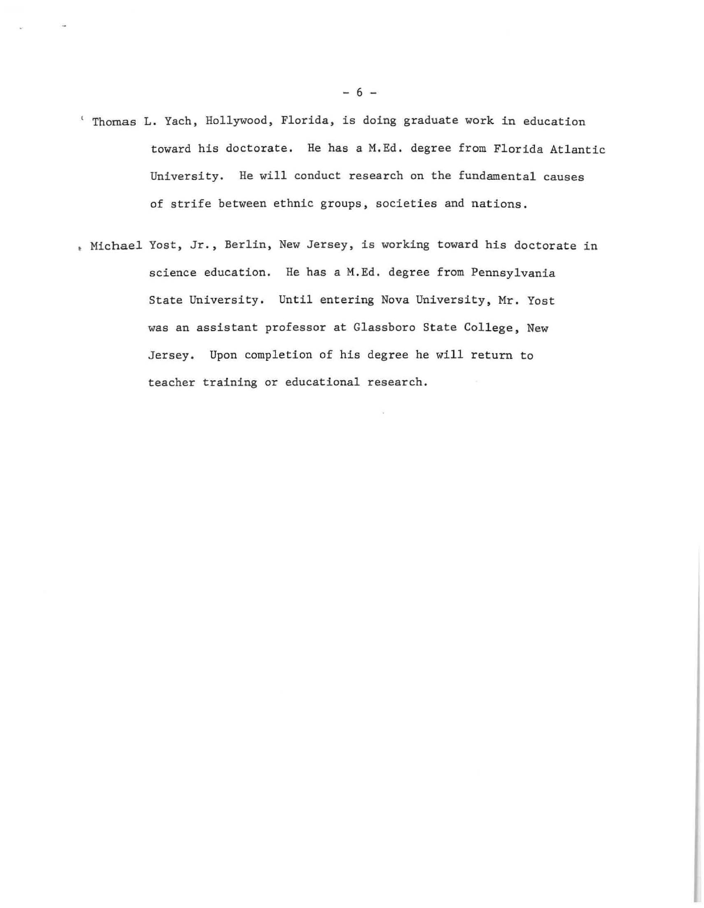Thomas L. Yach, Hollywood, Florida, is doing graduate work in education toward his doctorate. He has a M.Ed. degree from Florida Atlantic University. He will conduct research on the fundamental causes of strife between ethnic groups, societies and nations.

Michael Yost, Jr., Berlin, New Jersey, is working toward his doctorate in science education. He has a M.Ed. degree from Pennsylvania State University. Until entering Nova University, Mr. Yost was an assistant professor at Glassboro State College, New Jersey. Upon completion of his degree he will return to teacher training or educational research.